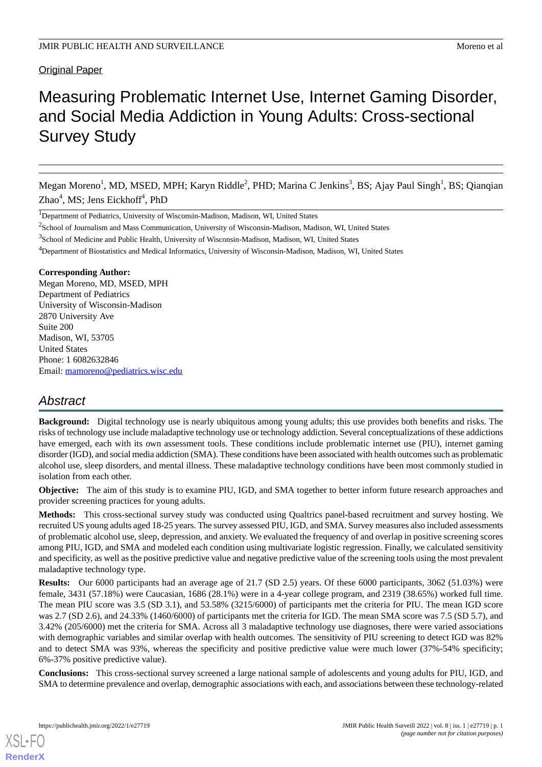Original Paper

# Measuring Problematic Internet Use, Internet Gaming Disorder, and Social Media Addiction in Young Adults: Cross-sectional Survey Study

Megan Moreno[1], MD, MSED, MPH; Karyn Riddle[2], PHD; Marina C Jenkins[3], BS; Ajay Paul Singh[1], BS; Qianqian Zhao[4], MS; Jens Eickhoff[4], PhD

[1]Department of Pediatrics, University of Wisconsin-Madison, Madison, WI, United States

[2]School of Journalism and Mass Communication, University of Wisconsin-Madison, Madison, WI, United States

[3]School of Medicine and Public Health, University of Wisconsin-Madison, Madison, WI, United States

[4]Department of Biostatistics and Medical Informatics, University of Wisconsin-Madison, Madison, WI, United States

**Corresponding Author:**
Megan Moreno, MD, MSED, MPH
Department of Pediatrics
University of Wisconsin-Madison
2870 University Ave
Suite 200
Madison, WI, 53705
United States
Phone: 1 6082632846
Email: mamoreno@pediatrics.wisc.edu

## Abstract

**Background:** Digital technology use is nearly ubiquitous among young adults; this use provides both benefits and risks. The risks of technology use include maladaptive technology use or technology addiction. Several conceptualizations of these addictions have emerged, each with its own assessment tools. These conditions include problematic internet use (PIU), internet gaming disorder (IGD), and social media addiction (SMA). These conditions have been associated with health outcomes such as problematic alcohol use, sleep disorders, and mental illness. These maladaptive technology conditions have been most commonly studied in isolation from each other.

**Objective:** The aim of this study is to examine PIU, IGD, and SMA together to better inform future research approaches and provider screening practices for young adults.

**Methods:** This cross-sectional survey study was conducted using Qualtrics panel-based recruitment and survey hosting. We recruited US young adults aged 18-25 years. The survey assessed PIU, IGD, and SMA. Survey measures also included assessments of problematic alcohol use, sleep, depression, and anxiety. We evaluated the frequency of and overlap in positive screening scores among PIU, IGD, and SMA and modeled each condition using multivariate logistic regression. Finally, we calculated sensitivity and specificity, as well as the positive predictive value and negative predictive value of the screening tools using the most prevalent maladaptive technology type.

**Results:** Our 6000 participants had an average age of 21.7 (SD 2.5) years. Of these 6000 participants, 3062 (51.03%) were female, 3431 (57.18%) were Caucasian, 1686 (28.1%) were in a 4-year college program, and 2319 (38.65%) worked full time. The mean PIU score was 3.5 (SD 3.1), and 53.58% (3215/6000) of participants met the criteria for PIU. The mean IGD score was 2.7 (SD 2.6), and 24.33% (1460/6000) of participants met the criteria for IGD. The mean SMA score was 7.5 (SD 5.7), and 3.42% (205/6000) met the criteria for SMA. Across all 3 maladaptive technology use diagnoses, there were varied associations with demographic variables and similar overlap with health outcomes. The sensitivity of PIU screening to detect IGD was 82% and to detect SMA was 93%, whereas the specificity and positive predictive value were much lower (37%-54% specificity; 6%-37% positive predictive value).

**Conclusions:** This cross-sectional survey screened a large national sample of adolescents and young adults for PIU, IGD, and SMA to determine prevalence and overlap, demographic associations with each, and associations between these technology-related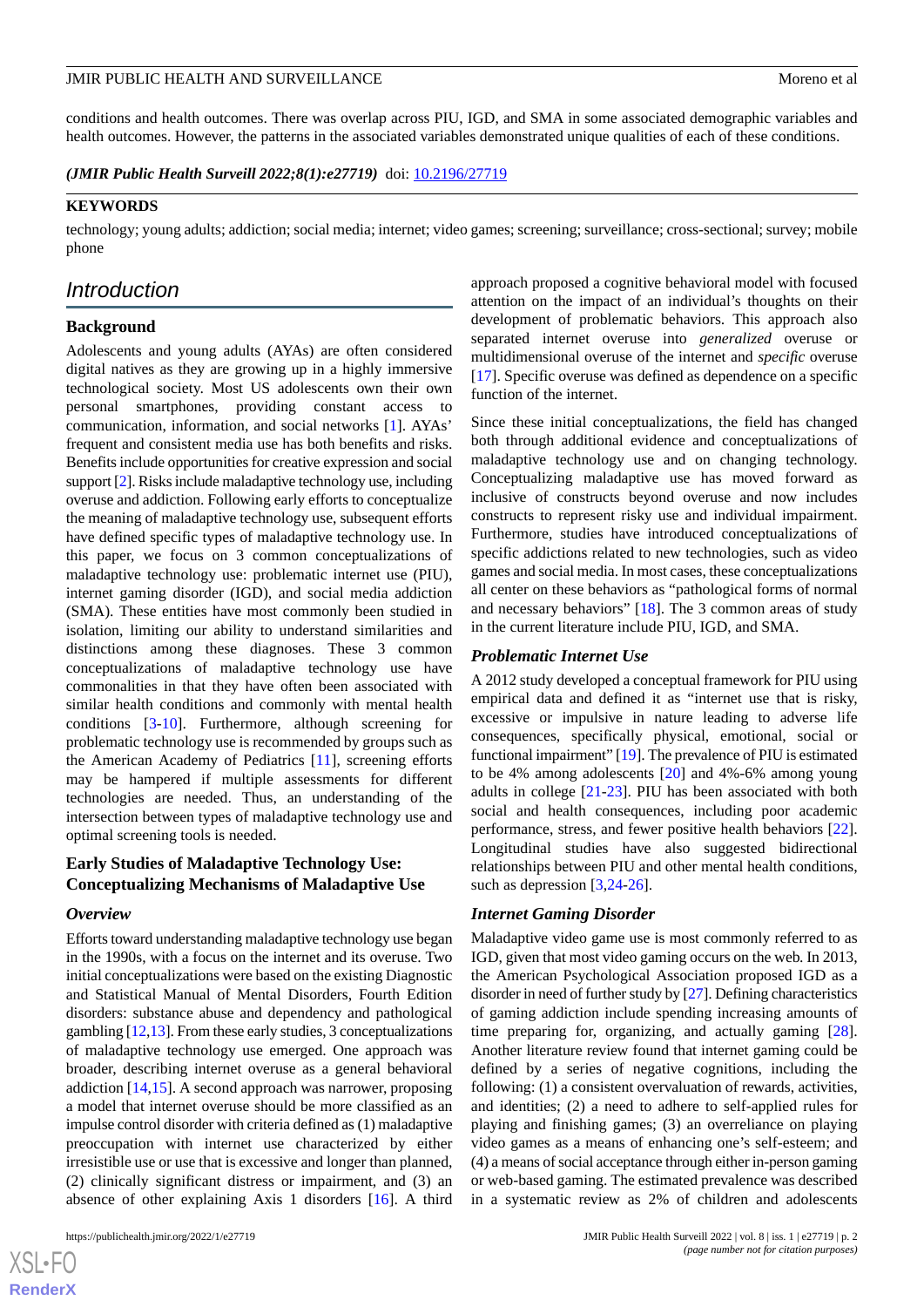conditions and health outcomes. There was overlap across PIU, IGD, and SMA in some associated demographic variables and health outcomes. However, the patterns in the associated variables demonstrated unique qualities of each of these conditions.

***(JMIR Public Health Surveill 2022;8(1):e27719)*** doi: 10.2196/27719

**KEYWORDS**

technology; young adults; addiction; social media; internet; video games; screening; surveillance; cross-sectional; survey; mobile phone

## Introduction

### Background

Adolescents and young adults (AYAs) are often considered digital natives as they are growing up in a highly immersive technological society. Most US adolescents own their own personal smartphones, providing constant access to communication, information, and social networks [1]. AYAs' frequent and consistent media use has both benefits and risks. Benefits include opportunities for creative expression and social support [2]. Risks include maladaptive technology use, including overuse and addiction. Following early efforts to conceptualize the meaning of maladaptive technology use, subsequent efforts have defined specific types of maladaptive technology use. In this paper, we focus on 3 common conceptualizations of maladaptive technology use: problematic internet use (PIU), internet gaming disorder (IGD), and social media addiction (SMA). These entities have most commonly been studied in isolation, limiting our ability to understand similarities and distinctions among these diagnoses. These 3 common conceptualizations of maladaptive technology use have commonalities in that they have often been associated with similar health conditions and commonly with mental health conditions [3-10]. Furthermore, although screening for problematic technology use is recommended by groups such as the American Academy of Pediatrics [11], screening efforts may be hampered if multiple assessments for different technologies are needed. Thus, an understanding of the intersection between types of maladaptive technology use and optimal screening tools is needed.

### Early Studies of Maladaptive Technology Use: Conceptualizing Mechanisms of Maladaptive Use

#### *Overview*

Efforts toward understanding maladaptive technology use began in the 1990s, with a focus on the internet and its overuse. Two initial conceptualizations were based on the existing Diagnostic and Statistical Manual of Mental Disorders, Fourth Edition disorders: substance abuse and dependency and pathological gambling [12,13]. From these early studies, 3 conceptualizations of maladaptive technology use emerged. One approach was broader, describing internet overuse as a general behavioral addiction [14,15]. A second approach was narrower, proposing a model that internet overuse should be more classified as an impulse control disorder with criteria defined as (1) maladaptive preoccupation with internet use characterized by either irresistible use or use that is excessive and longer than planned, (2) clinically significant distress or impairment, and (3) an absence of other explaining Axis 1 disorders [16]. A third approach proposed a cognitive behavioral model with focused attention on the impact of an individual's thoughts on their development of problematic behaviors. This approach also separated internet overuse into *generalized* overuse or multidimensional overuse of the internet and *specific* overuse [17]. Specific overuse was defined as dependence on a specific function of the internet.

Since these initial conceptualizations, the field has changed both through additional evidence and conceptualizations of maladaptive technology use and on changing technology. Conceptualizing maladaptive use has moved forward as inclusive of constructs beyond overuse and now includes constructs to represent risky use and individual impairment. Furthermore, studies have introduced conceptualizations of specific addictions related to new technologies, such as video games and social media. In most cases, these conceptualizations all center on these behaviors as "pathological forms of normal and necessary behaviors" [18]. The 3 common areas of study in the current literature include PIU, IGD, and SMA.

#### *Problematic Internet Use*

A 2012 study developed a conceptual framework for PIU using empirical data and defined it as "internet use that is risky, excessive or impulsive in nature leading to adverse life consequences, specifically physical, emotional, social or functional impairment" [19]. The prevalence of PIU is estimated to be 4% among adolescents [20] and 4%-6% among young adults in college [21-23]. PIU has been associated with both social and health consequences, including poor academic performance, stress, and fewer positive health behaviors [22]. Longitudinal studies have also suggested bidirectional relationships between PIU and other mental health conditions, such as depression [3,24-26].

#### *Internet Gaming Disorder*

Maladaptive video game use is most commonly referred to as IGD, given that most video gaming occurs on the web. In 2013, the American Psychological Association proposed IGD as a disorder in need of further study by [27]. Defining characteristics of gaming addiction include spending increasing amounts of time preparing for, organizing, and actually gaming [28]. Another literature review found that internet gaming could be defined by a series of negative cognitions, including the following: (1) a consistent overvaluation of rewards, activities, and identities; (2) a need to adhere to self-applied rules for playing and finishing games; (3) an overreliance on playing video games as a means of enhancing one's self-esteem; and (4) a means of social acceptance through either in-person gaming or web-based gaming. The estimated prevalence was described in a systematic review as 2% of children and adolescents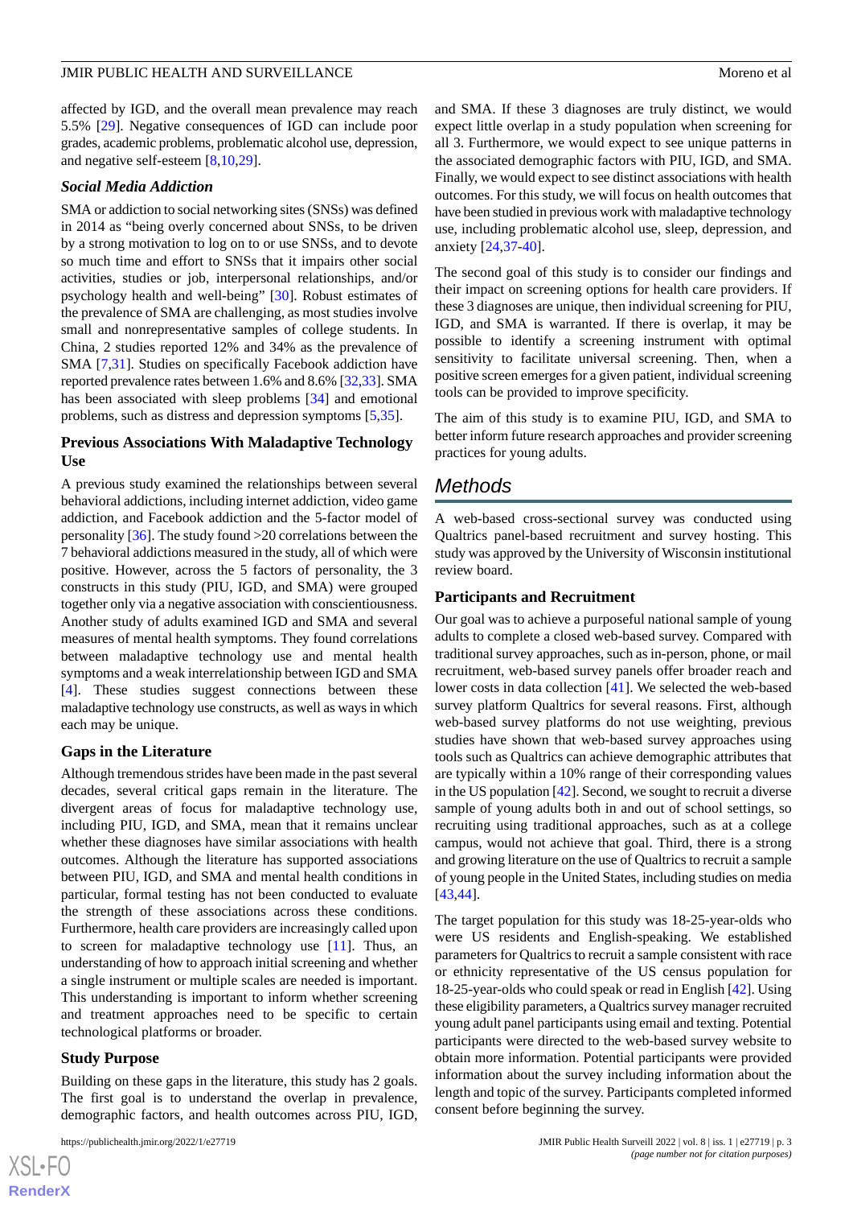affected by IGD, and the overall mean prevalence may reach 5.5% [29]. Negative consequences of IGD can include poor grades, academic problems, problematic alcohol use, depression, and negative self-esteem [8,10,29].

### *Social Media Addiction*

SMA or addiction to social networking sites (SNSs) was defined in 2014 as "being overly concerned about SNSs, to be driven by a strong motivation to log on to or use SNSs, and to devote so much time and effort to SNSs that it impairs other social activities, studies or job, interpersonal relationships, and/or psychology health and well-being" [30]. Robust estimates of the prevalence of SMA are challenging, as most studies involve small and nonrepresentative samples of college students. In China, 2 studies reported 12% and 34% as the prevalence of SMA [7,31]. Studies on specifically Facebook addiction have reported prevalence rates between 1.6% and 8.6% [32,33]. SMA has been associated with sleep problems [34] and emotional problems, such as distress and depression symptoms [5,35].

### Previous Associations With Maladaptive Technology Use

A previous study examined the relationships between several behavioral addictions, including internet addiction, video game addiction, and Facebook addiction and the 5-factor model of personality [36]. The study found >20 correlations between the 7 behavioral addictions measured in the study, all of which were positive. However, across the 5 factors of personality, the 3 constructs in this study (PIU, IGD, and SMA) were grouped together only via a negative association with conscientiousness. Another study of adults examined IGD and SMA and several measures of mental health symptoms. They found correlations between maladaptive technology use and mental health symptoms and a weak interrelationship between IGD and SMA [4]. These studies suggest connections between these maladaptive technology use constructs, as well as ways in which each may be unique.

### Gaps in the Literature

Although tremendous strides have been made in the past several decades, several critical gaps remain in the literature. The divergent areas of focus for maladaptive technology use, including PIU, IGD, and SMA, mean that it remains unclear whether these diagnoses have similar associations with health outcomes. Although the literature has supported associations between PIU, IGD, and SMA and mental health conditions in particular, formal testing has not been conducted to evaluate the strength of these associations across these conditions. Furthermore, health care providers are increasingly called upon to screen for maladaptive technology use [11]. Thus, an understanding of how to approach initial screening and whether a single instrument or multiple scales are needed is important. This understanding is important to inform whether screening and treatment approaches need to be specific to certain technological platforms or broader.

### Study Purpose

Building on these gaps in the literature, this study has 2 goals. The first goal is to understand the overlap in prevalence, demographic factors, and health outcomes across PIU, IGD, and SMA. If these 3 diagnoses are truly distinct, we would expect little overlap in a study population when screening for all 3. Furthermore, we would expect to see unique patterns in the associated demographic factors with PIU, IGD, and SMA. Finally, we would expect to see distinct associations with health outcomes. For this study, we will focus on health outcomes that have been studied in previous work with maladaptive technology use, including problematic alcohol use, sleep, depression, and anxiety [24,37-40].

The second goal of this study is to consider our findings and their impact on screening options for health care providers. If these 3 diagnoses are unique, then individual screening for PIU, IGD, and SMA is warranted. If there is overlap, it may be possible to identify a screening instrument with optimal sensitivity to facilitate universal screening. Then, when a positive screen emerges for a given patient, individual screening tools can be provided to improve specificity.

The aim of this study is to examine PIU, IGD, and SMA to better inform future research approaches and provider screening practices for young adults.

## Methods

A web-based cross-sectional survey was conducted using Qualtrics panel-based recruitment and survey hosting. This study was approved by the University of Wisconsin institutional review board.

### Participants and Recruitment

Our goal was to achieve a purposeful national sample of young adults to complete a closed web-based survey. Compared with traditional survey approaches, such as in-person, phone, or mail recruitment, web-based survey panels offer broader reach and lower costs in data collection [41]. We selected the web-based survey platform Qualtrics for several reasons. First, although web-based survey platforms do not use weighting, previous studies have shown that web-based survey approaches using tools such as Qualtrics can achieve demographic attributes that are typically within a 10% range of their corresponding values in the US population [42]. Second, we sought to recruit a diverse sample of young adults both in and out of school settings, so recruiting using traditional approaches, such as at a college campus, would not achieve that goal. Third, there is a strong and growing literature on the use of Qualtrics to recruit a sample of young people in the United States, including studies on media [43,44].

The target population for this study was 18-25-year-olds who were US residents and English-speaking. We established parameters for Qualtrics to recruit a sample consistent with race or ethnicity representative of the US census population for 18-25-year-olds who could speak or read in English [42]. Using these eligibility parameters, a Qualtrics survey manager recruited young adult panel participants using email and texting. Potential participants were directed to the web-based survey website to obtain more information. Potential participants were provided information about the survey including information about the length and topic of the survey. Participants completed informed consent before beginning the survey.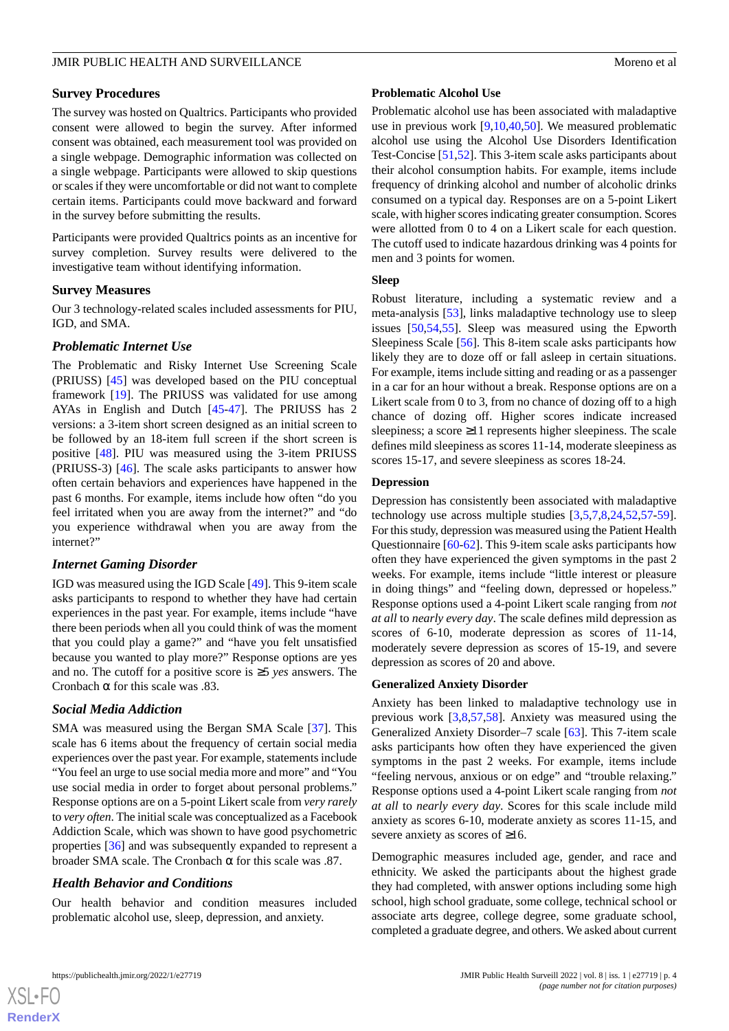## Survey Procedures

The survey was hosted on Qualtrics. Participants who provided consent were allowed to begin the survey. After informed consent was obtained, each measurement tool was provided on a single webpage. Demographic information was collected on a single webpage. Participants were allowed to skip questions or scales if they were uncomfortable or did not want to complete certain items. Participants could move backward and forward in the survey before submitting the results.

Participants were provided Qualtrics points as an incentive for survey completion. Survey results were delivered to the investigative team without identifying information.

## Survey Measures

Our 3 technology-related scales included assessments for PIU, IGD, and SMA.

### *Problematic Internet Use*

The Problematic and Risky Internet Use Screening Scale (PRIUSS) [45] was developed based on the PIU conceptual framework [19]. The PRIUSS was validated for use among AYAs in English and Dutch [45-47]. The PRIUSS has 2 versions: a 3-item short screen designed as an initial screen to be followed by an 18-item full screen if the short screen is positive [48]. PIU was measured using the 3-item PRIUSS (PRIUSS-3) [46]. The scale asks participants to answer how often certain behaviors and experiences have happened in the past 6 months. For example, items include how often "do you feel irritated when you are away from the internet?" and "do you experience withdrawal when you are away from the internet?"

### *Internet Gaming Disorder*

IGD was measured using the IGD Scale [49]. This 9-item scale asks participants to respond to whether they have had certain experiences in the past year. For example, items include "have there been periods when all you could think of was the moment that you could play a game?" and "have you felt unsatisfied because you wanted to play more?" Response options are yes and no. The cutoff for a positive score is ≥5 *yes* answers. The Cronbach α for this scale was .83.

### *Social Media Addiction*

SMA was measured using the Bergan SMA Scale [37]. This scale has 6 items about the frequency of certain social media experiences over the past year. For example, statements include "You feel an urge to use social media more and more" and "You use social media in order to forget about personal problems." Response options are on a 5-point Likert scale from *very rarely* to *very often*. The initial scale was conceptualized as a Facebook Addiction Scale, which was shown to have good psychometric properties [36] and was subsequently expanded to represent a broader SMA scale. The Cronbach α for this scale was .87.

### *Health Behavior and Conditions*

Our health behavior and condition measures included problematic alcohol use, sleep, depression, and anxiety.

#### Problematic Alcohol Use

Problematic alcohol use has been associated with maladaptive use in previous work [9,10,40,50]. We measured problematic alcohol use using the Alcohol Use Disorders Identification Test-Concise [51,52]. This 3-item scale asks participants about their alcohol consumption habits. For example, items include frequency of drinking alcohol and number of alcoholic drinks consumed on a typical day. Responses are on a 5-point Likert scale, with higher scores indicating greater consumption. Scores were allotted from 0 to 4 on a Likert scale for each question. The cutoff used to indicate hazardous drinking was 4 points for men and 3 points for women.

#### Sleep

Robust literature, including a systematic review and a meta-analysis [53], links maladaptive technology use to sleep issues [50,54,55]. Sleep was measured using the Epworth Sleepiness Scale [56]. This 8-item scale asks participants how likely they are to doze off or fall asleep in certain situations. For example, items include sitting and reading or as a passenger in a car for an hour without a break. Response options are on a Likert scale from 0 to 3, from no chance of dozing off to a high chance of dozing off. Higher scores indicate increased sleepiness; a score ≥11 represents higher sleepiness. The scale defines mild sleepiness as scores 11-14, moderate sleepiness as scores 15-17, and severe sleepiness as scores 18-24.

#### Depression

Depression has consistently been associated with maladaptive technology use across multiple studies [3,5,7,8,24,52,57-59]. For this study, depression was measured using the Patient Health Questionnaire [60-62]. This 9-item scale asks participants how often they have experienced the given symptoms in the past 2 weeks. For example, items include "little interest or pleasure in doing things" and "feeling down, depressed or hopeless." Response options used a 4-point Likert scale ranging from *not at all* to *nearly every day*. The scale defines mild depression as scores of 6-10, moderate depression as scores of 11-14, moderately severe depression as scores of 15-19, and severe depression as scores of 20 and above.

#### Generalized Anxiety Disorder

Anxiety has been linked to maladaptive technology use in previous work [3,8,57,58]. Anxiety was measured using the Generalized Anxiety Disorder–7 scale [63]. This 7-item scale asks participants how often they have experienced the given symptoms in the past 2 weeks. For example, items include "feeling nervous, anxious or on edge" and "trouble relaxing." Response options used a 4-point Likert scale ranging from *not at all* to *nearly every day*. Scores for this scale include mild anxiety as scores 6-10, moderate anxiety as scores 11-15, and severe anxiety as scores of ≥16.

Demographic measures included age, gender, and race and ethnicity. We asked the participants about the highest grade they had completed, with answer options including some high school, high school graduate, some college, technical school or associate arts degree, college degree, some graduate school, completed a graduate degree, and others. We asked about current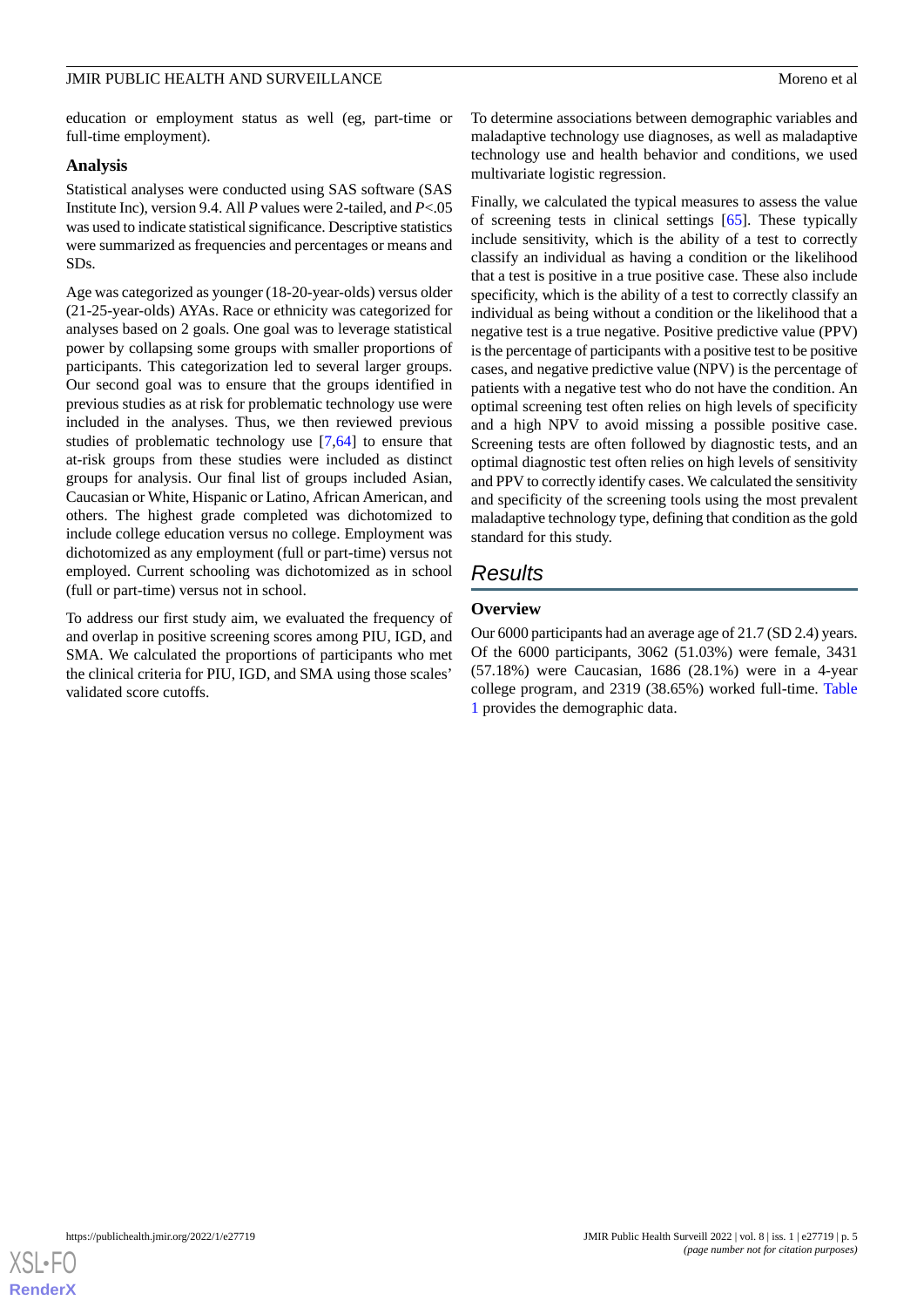education or employment status as well (eg, part-time or full-time employment).

### Analysis

Statistical analyses were conducted using SAS software (SAS Institute Inc), version 9.4. All *P* values were 2-tailed, and *P*<.05 was used to indicate statistical significance. Descriptive statistics were summarized as frequencies and percentages or means and SDs.

Age was categorized as younger (18-20-year-olds) versus older (21-25-year-olds) AYAs. Race or ethnicity was categorized for analyses based on 2 goals. One goal was to leverage statistical power by collapsing some groups with smaller proportions of participants. This categorization led to several larger groups. Our second goal was to ensure that the groups identified in previous studies as at risk for problematic technology use were included in the analyses. Thus, we then reviewed previous studies of problematic technology use [7,64] to ensure that at-risk groups from these studies were included as distinct groups for analysis. Our final list of groups included Asian, Caucasian or White, Hispanic or Latino, African American, and others. The highest grade completed was dichotomized to include college education versus no college. Employment was dichotomized as any employment (full or part-time) versus not employed. Current schooling was dichotomized as in school (full or part-time) versus not in school.

To address our first study aim, we evaluated the frequency of and overlap in positive screening scores among PIU, IGD, and SMA. We calculated the proportions of participants who met the clinical criteria for PIU, IGD, and SMA using those scales' validated score cutoffs.

To determine associations between demographic variables and maladaptive technology use diagnoses, as well as maladaptive technology use and health behavior and conditions, we used multivariate logistic regression.

Finally, we calculated the typical measures to assess the value of screening tests in clinical settings [65]. These typically include sensitivity, which is the ability of a test to correctly classify an individual as having a condition or the likelihood that a test is positive in a true positive case. These also include specificity, which is the ability of a test to correctly classify an individual as being without a condition or the likelihood that a negative test is a true negative. Positive predictive value (PPV) is the percentage of participants with a positive test to be positive cases, and negative predictive value (NPV) is the percentage of patients with a negative test who do not have the condition. An optimal screening test often relies on high levels of specificity and a high NPV to avoid missing a possible positive case. Screening tests are often followed by diagnostic tests, and an optimal diagnostic test often relies on high levels of sensitivity and PPV to correctly identify cases. We calculated the sensitivity and specificity of the screening tools using the most prevalent maladaptive technology use type, defining that condition as the gold standard for this study.

## Results

### Overview

Our 6000 participants had an average age of 21.7 (SD 2.4) years. Of the 6000 participants, 3062 (51.03%) were female, 3431 (57.18%) were Caucasian, 1686 (28.1%) were in a 4-year college program, and 2319 (38.65%) worked full-time. Table 1 provides the demographic data.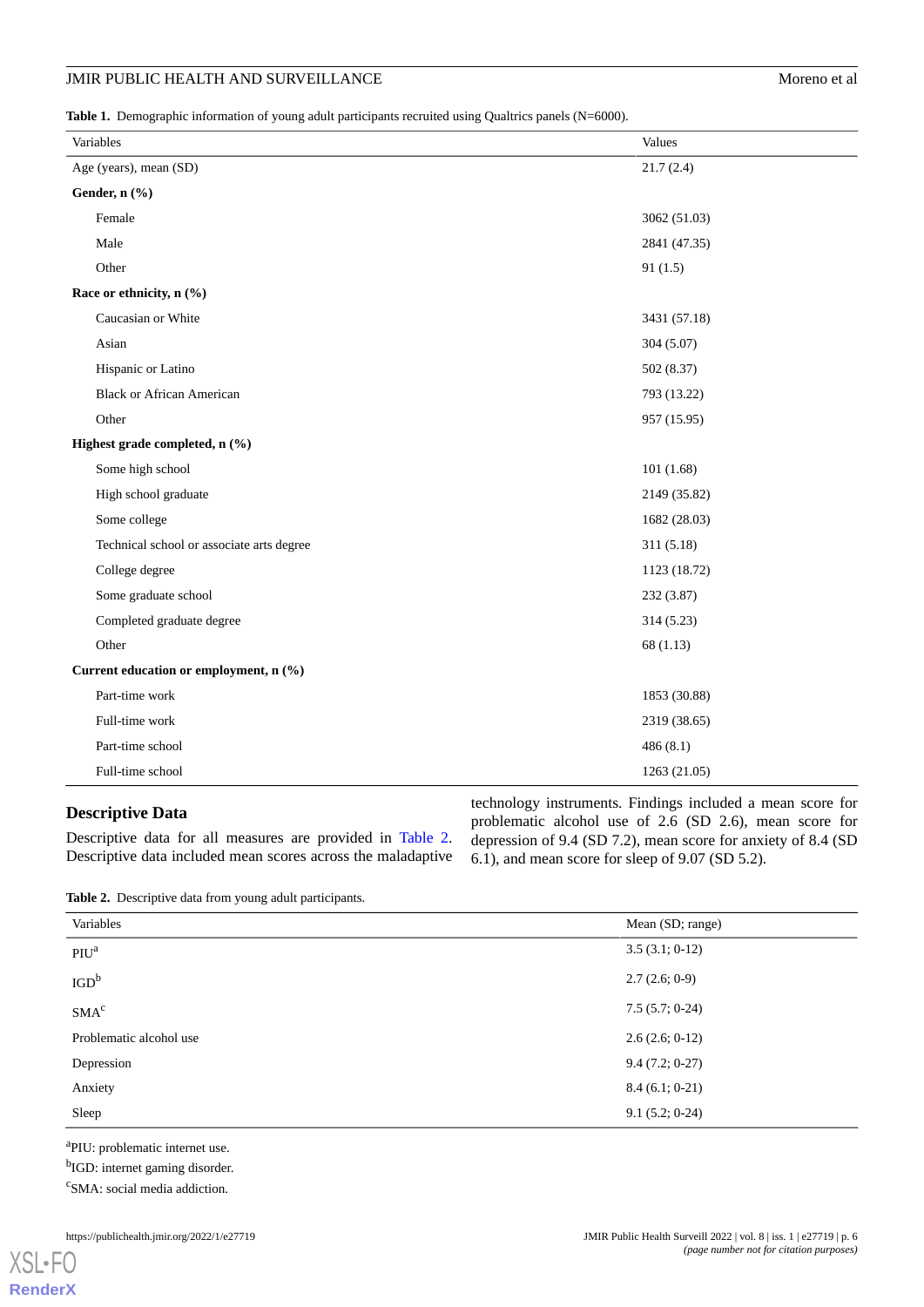**Table 1.** Demographic information of young adult participants recruited using Qualtrics panels (N=6000).

| Variables | Values |
|---|---|
| Age (years), mean (SD) | 21.7 (2.4) |
| **Gender, n (%)** | |
| Female | 3062 (51.03) |
| Male | 2841 (47.35) |
| Other | 91 (1.5) |
| **Race or ethnicity, n (%)** | |
| Caucasian or White | 3431 (57.18) |
| Asian | 304 (5.07) |
| Hispanic or Latino | 502 (8.37) |
| Black or African American | 793 (13.22) |
| Other | 957 (15.95) |
| **Highest grade completed, n (%)** | |
| Some high school | 101 (1.68) |
| High school graduate | 2149 (35.82) |
| Some college | 1682 (28.03) |
| Technical school or associate arts degree | 311 (5.18) |
| College degree | 1123 (18.72) |
| Some graduate school | 232 (3.87) |
| Completed graduate degree | 314 (5.23) |
| Other | 68 (1.13) |
| **Current education or employment, n (%)** | |
| Part-time work | 1853 (30.88) |
| Full-time work | 2319 (38.65) |
| Part-time school | 486 (8.1) |
| Full-time school | 1263 (21.05) |

## Descriptive Data

Descriptive data for all measures are provided in Table 2. Descriptive data included mean scores across the maladaptive technology instruments. Findings included a mean score for problematic alcohol use of 2.6 (SD 2.6), mean score for depression of 9.4 (SD 7.2), mean score for anxiety of 8.4 (SD 6.1), and mean score for sleep of 9.07 (SD 5.2).

**Table 2.** Descriptive data from young adult participants.

| Variables | Mean (SD; range) |
|---|---|
| PIU[a] | 3.5 (3.1; 0-12) |
| IGD[b] | 2.7 (2.6; 0-9) |
| SMA[c] | 7.5 (5.7; 0-24) |
| Problematic alcohol use | 2.6 (2.6; 0-12) |
| Depression | 9.4 (7.2; 0-27) |
| Anxiety | 8.4 (6.1; 0-21) |
| Sleep | 9.1 (5.2; 0-24) |

[a]PIU: problematic internet use.

[b]IGD: internet gaming disorder.

[c]SMA: social media addiction.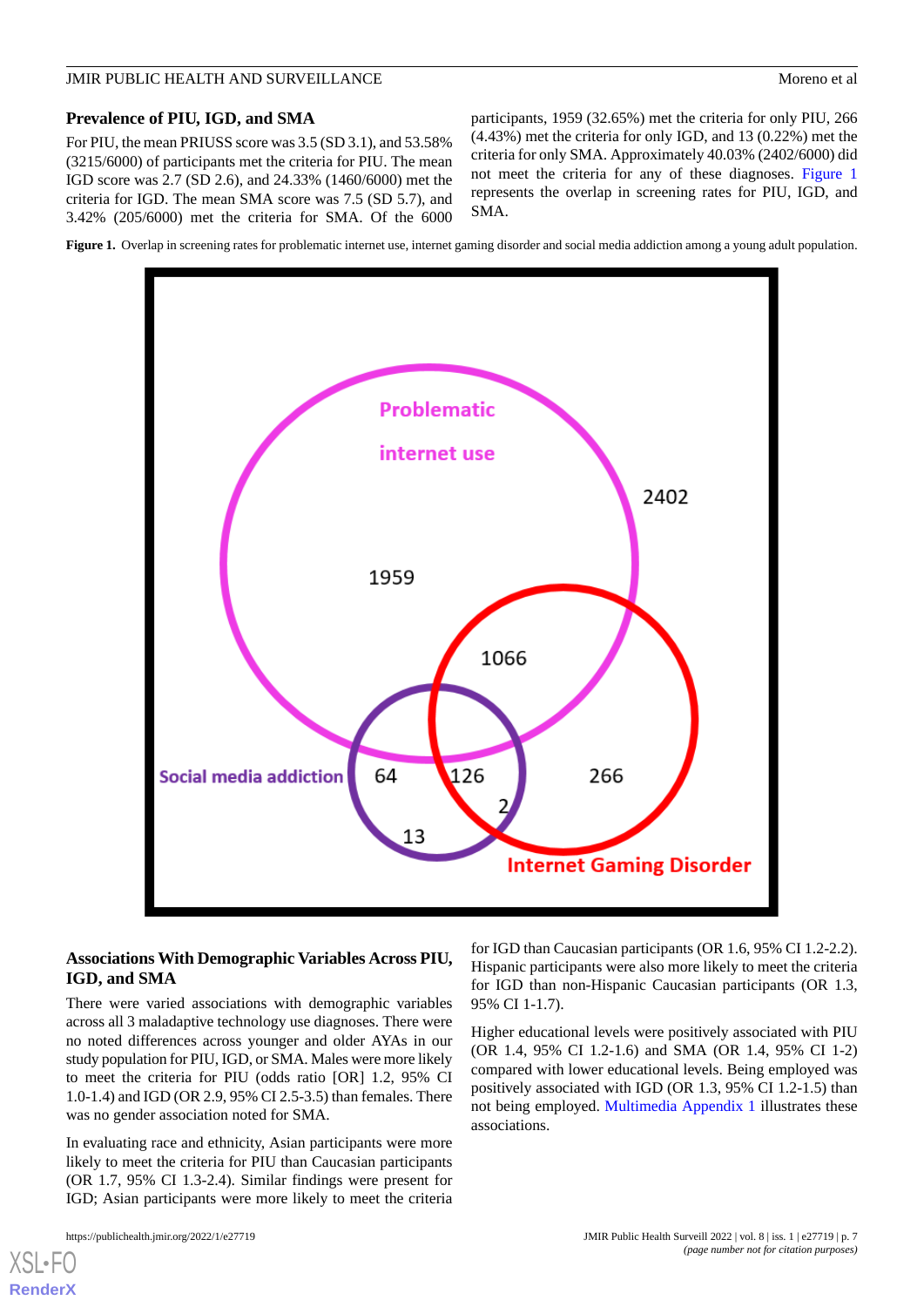### Prevalence of PIU, IGD, and SMA

For PIU, the mean PRIUSS score was 3.5 (SD 3.1), and 53.58% (3215/6000) of participants met the criteria for PIU. The mean IGD score was 2.7 (SD 2.6), and 24.33% (1460/6000) met the criteria for IGD. The mean SMA score was 7.5 (SD 5.7), and 3.42% (205/6000) met the criteria for SMA. Of the 6000 participants, 1959 (32.65%) met the criteria for only PIU, 266 (4.43%) met the criteria for only IGD, and 13 (0.22%) met the criteria for only SMA. Approximately 40.03% (2402/6000) did not meet the criteria for any of these diagnoses. Figure 1 represents the overlap in screening rates for PIU, IGD, and SMA.

**Figure 1.** Overlap in screening rates for problematic internet use, internet gaming disorder and social media addiction among a young adult population.

### Associations With Demographic Variables Across PIU, IGD, and SMA

There were varied associations with demographic variables across all 3 maladaptive technology use diagnoses. There were no noted differences across younger and older AYAs in our study population for PIU, IGD, or SMA. Males were more likely to meet the criteria for PIU (odds ratio [OR] 1.2, 95% CI 1.0-1.4) and IGD (OR 2.9, 95% CI 2.5-3.5) than females. There was no gender association noted for SMA.

In evaluating race and ethnicity, Asian participants were more likely to meet the criteria for PIU than Caucasian participants (OR 1.7, 95% CI 1.3-2.4). Similar findings were present for IGD; Asian participants were more likely to meet the criteria for IGD than Caucasian participants (OR 1.6, 95% CI 1.2-2.2). Hispanic participants were also more likely to meet the criteria for IGD than non-Hispanic Caucasian participants (OR 1.3, 95% CI 1-1.7).

Higher educational levels were positively associated with PIU (OR 1.4, 95% CI 1.2-1.6) and SMA (OR 1.4, 95% CI 1-2) compared with lower educational levels. Being employed was positively associated with IGD (OR 1.3, 95% CI 1.2-1.5) than not being employed. Multimedia Appendix 1 illustrates these associations.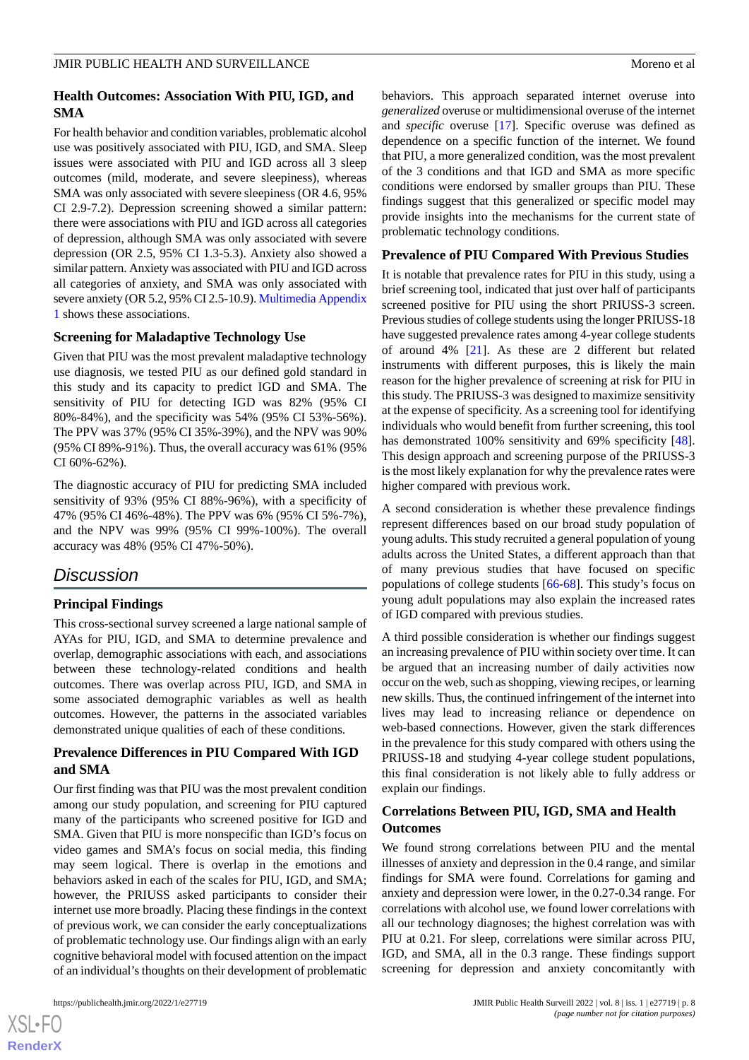### Health Outcomes: Association With PIU, IGD, and SMA

For health behavior and condition variables, problematic alcohol use was positively associated with PIU, IGD, and SMA. Sleep issues were associated with PIU and IGD across all 3 sleep outcomes (mild, moderate, and severe sleepiness), whereas SMA was only associated with severe sleepiness (OR 4.6, 95% CI 2.9-7.2). Depression screening showed a similar pattern: there were associations with PIU and IGD across all categories of depression, although SMA was only associated with severe depression (OR 2.5, 95% CI 1.3-5.3). Anxiety also showed a similar pattern. Anxiety was associated with PIU and IGD across all categories of anxiety, and SMA was only associated with severe anxiety (OR 5.2, 95% CI 2.5-10.9). Multimedia Appendix 1 shows these associations.

### Screening for Maladaptive Technology Use

Given that PIU was the most prevalent maladaptive technology use diagnosis, we tested PIU as our defined gold standard in this study and its capacity to predict IGD and SMA. The sensitivity of PIU for detecting IGD was 82% (95% CI 80%-84%), and the specificity was 54% (95% CI 53%-56%). The PPV was 37% (95% CI 35%-39%), and the NPV was 90% (95% CI 89%-91%). Thus, the overall accuracy was 61% (95% CI 60%-62%).

The diagnostic accuracy of PIU for predicting SMA included sensitivity of 93% (95% CI 88%-96%), with a specificity of 47% (95% CI 46%-48%). The PPV was 6% (95% CI 5%-7%), and the NPV was 99% (95% CI 99%-100%). The overall accuracy was 48% (95% CI 47%-50%).

## Discussion

### Principal Findings

This cross-sectional survey screened a large national sample of AYAs for PIU, IGD, and SMA to determine prevalence and overlap, demographic associations with each, and associations between these technology-related conditions and health outcomes. There was overlap across PIU, IGD, and SMA in some associated demographic variables as well as health outcomes. However, the patterns in the associated variables demonstrated unique qualities of each of these conditions.

### Prevalence Differences in PIU Compared With IGD and SMA

Our first finding was that PIU was the most prevalent condition among our study population, and screening for PIU captured many of the participants who screened positive for IGD and SMA. Given that PIU is more nonspecific than IGD's focus on video games and SMA's focus on social media, this finding may seem logical. There is overlap in the emotions and behaviors asked in each of the scales for PIU, IGD, and SMA; however, the PRIUSS asked participants to consider their internet use more broadly. Placing these findings in the context of previous work, we can consider the early conceptualizations of problematic technology use. Our findings align with an early cognitive behavioral model with focused attention on the impact of an individual's thoughts on their development of problematic behaviors. This approach separated internet overuse into *generalized* overuse or multidimensional overuse of the internet and *specific* overuse [17]. Specific overuse was defined as dependence on a specific function of the internet. We found that PIU, a more generalized condition, was the most prevalent of the 3 conditions and that IGD and SMA as more specific conditions were endorsed by smaller groups than PIU. These findings suggest that this generalized or specific model may provide insights into the mechanisms for the current state of problematic technology conditions.

### Prevalence of PIU Compared With Previous Studies

It is notable that prevalence rates for PIU in this study, using a brief screening tool, indicated that just over half of participants screened positive for PIU using the short PRIUSS-3 screen. Previous studies of college students using the longer PRIUSS-18 have suggested prevalence rates among 4-year college students of around 4% [21]. As these are 2 different but related instruments with different purposes, this is likely the main reason for the higher prevalence of screening at risk for PIU in this study. The PRIUSS-3 was designed to maximize sensitivity at the expense of specificity. As a screening tool for identifying individuals who would benefit from further screening, this tool has demonstrated 100% sensitivity and 69% specificity [48]. This design approach and screening purpose of the PRIUSS-3 is the most likely explanation for why the prevalence rates were higher compared with previous work.

A second consideration is whether these prevalence findings represent differences based on our broad study population of young adults. This study recruited a general population of young adults across the United States, a different approach than that of many previous studies that have focused on specific populations of college students [66-68]. This study's focus on young adult populations may also explain the increased rates of IGD compared with previous studies.

A third possible consideration is whether our findings suggest an increasing prevalence of PIU within society over time. It can be argued that an increasing number of daily activities now occur on the web, such as shopping, viewing recipes, or learning new skills. Thus, the continued infringement of the internet into lives may lead to increasing reliance or dependence on web-based connections. However, given the stark differences in the prevalence for this study compared with others using the PRIUSS-18 and studying 4-year college student populations, this final consideration is not likely able to fully address or explain our findings.

### Correlations Between PIU, IGD, SMA and Health Outcomes

We found strong correlations between PIU and the mental illnesses of anxiety and depression in the 0.4 range, and similar findings for SMA were found. Correlations for gaming and anxiety and depression were lower, in the 0.27-0.34 range. For correlations with alcohol use, we found lower correlations with all our technology diagnoses; the highest correlation was with PIU at 0.21. For sleep, correlations were similar across PIU, IGD, and SMA, all in the 0.3 range. These findings support screening for depression and anxiety concomitantly with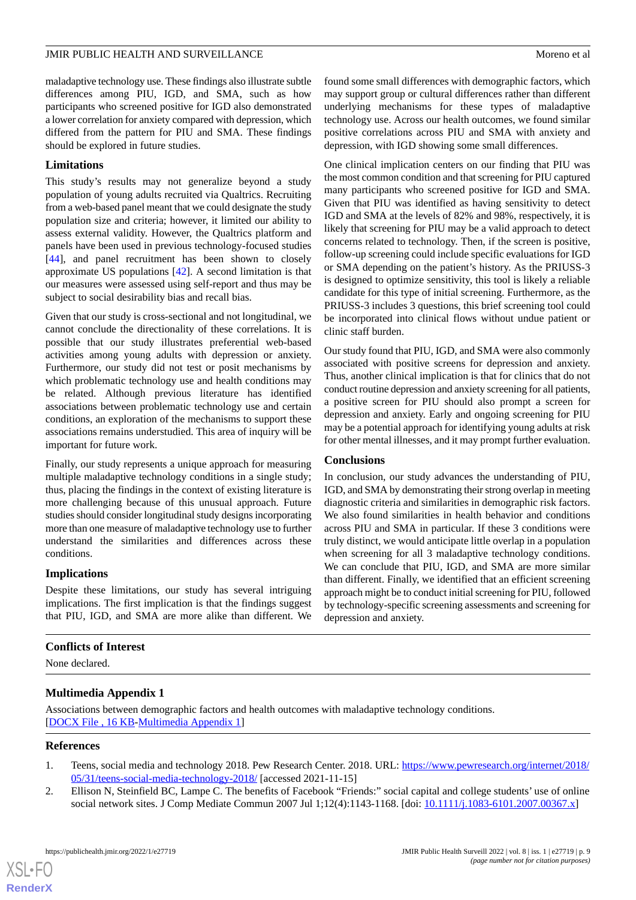maladaptive technology use. These findings also illustrate subtle differences among PIU, IGD, and SMA, such as how participants who screened positive for IGD also demonstrated a lower correlation for anxiety compared with depression, which differed from the pattern for PIU and SMA. These findings should be explored in future studies.

### Limitations

This study's results may not generalize beyond a study population of young adults recruited via Qualtrics. Recruiting from a web-based panel meant that we could designate the study population size and criteria; however, it limited our ability to assess external validity. However, the Qualtrics platform and panels have been used in previous technology-focused studies [44], and panel recruitment has been shown to closely approximate US populations [42]. A second limitation is that our measures were assessed using self-report and thus may be subject to social desirability bias and recall bias.

Given that our study is cross-sectional and not longitudinal, we cannot conclude the directionality of these correlations. It is possible that our study illustrates preferential web-based activities among young adults with depression or anxiety. Furthermore, our study did not test or posit mechanisms by which problematic technology use and health conditions may be related. Although previous literature has identified associations between problematic technology use and certain conditions, an exploration of the mechanisms to support these associations remains understudied. This area of inquiry will be important for future work.

Finally, our study represents a unique approach for measuring multiple maladaptive technology conditions in a single study; thus, placing the findings in the context of existing literature is more challenging because of this unusual approach. Future studies should consider longitudinal study designs incorporating more than one measure of maladaptive technology use to further understand the similarities and differences across these conditions.

### Implications

Despite these limitations, our study has several intriguing implications. The first implication is that the findings suggest that PIU, IGD, and SMA are more alike than different. We found some small differences with demographic factors, which may support group or cultural differences rather than different underlying mechanisms for these types of maladaptive technology use. Across our health outcomes, we found similar positive correlations across PIU and SMA with anxiety and depression, with IGD showing some small differences.

One clinical implication centers on our finding that PIU was the most common condition and that screening for PIU captured many participants who screened positive for IGD and SMA. Given that PIU was identified as having sensitivity to detect IGD and SMA at the levels of 82% and 98%, respectively, it is likely that screening for PIU may be a valid approach to detect concerns related to technology. Then, if the screen is positive, follow-up screening could include specific evaluations for IGD or SMA depending on the patient's history. As the PRIUSS-3 is designed to optimize sensitivity, this tool is likely a reliable candidate for this type of initial screening. Furthermore, as the PRIUSS-3 includes 3 questions, this brief screening tool could be incorporated into clinical flows without undue patient or clinic staff burden.

Our study found that PIU, IGD, and SMA were also commonly associated with positive screens for depression and anxiety. Thus, another clinical implication is that for clinics that do not conduct routine depression and anxiety screening for all patients, a positive screen for PIU should also prompt a screen for depression and anxiety. Early and ongoing screening for PIU may be a potential approach for identifying young adults at risk for other mental illnesses, and it may prompt further evaluation.

### Conclusions

In conclusion, our study advances the understanding of PIU, IGD, and SMA by demonstrating their strong overlap in meeting diagnostic criteria and similarities in demographic risk factors. We also found similarities in health behavior and conditions across PIU and SMA in particular. If these 3 conditions were truly distinct, we would anticipate little overlap in a population when screening for all 3 maladaptive technology conditions. We can conclude that PIU, IGD, and SMA are more similar than different. Finally, we identified that an efficient screening approach might be to conduct initial screening for PIU, followed by technology-specific screening assessments and screening for depression and anxiety.

## Conflicts of Interest

None declared.

## Multimedia Appendix 1

Associations between demographic factors and health outcomes with maladaptive technology conditions.
[DOCX File , 16 KB-Multimedia Appendix 1]

## References

1. Teens, social media and technology 2018. Pew Research Center. 2018. URL: https://www.pewresearch.org/internet/2018/05/31/teens-social-media-technology-2018/ [accessed 2021-11-15]
2. Ellison N, Steinfield BC, Lampe C. The benefits of Facebook "Friends:" social capital and college students' use of online social network sites. J Comp Mediate Commun 2007 Jul 1;12(4):1143-1168. [doi: 10.1111/j.1083-6101.2007.00367.x]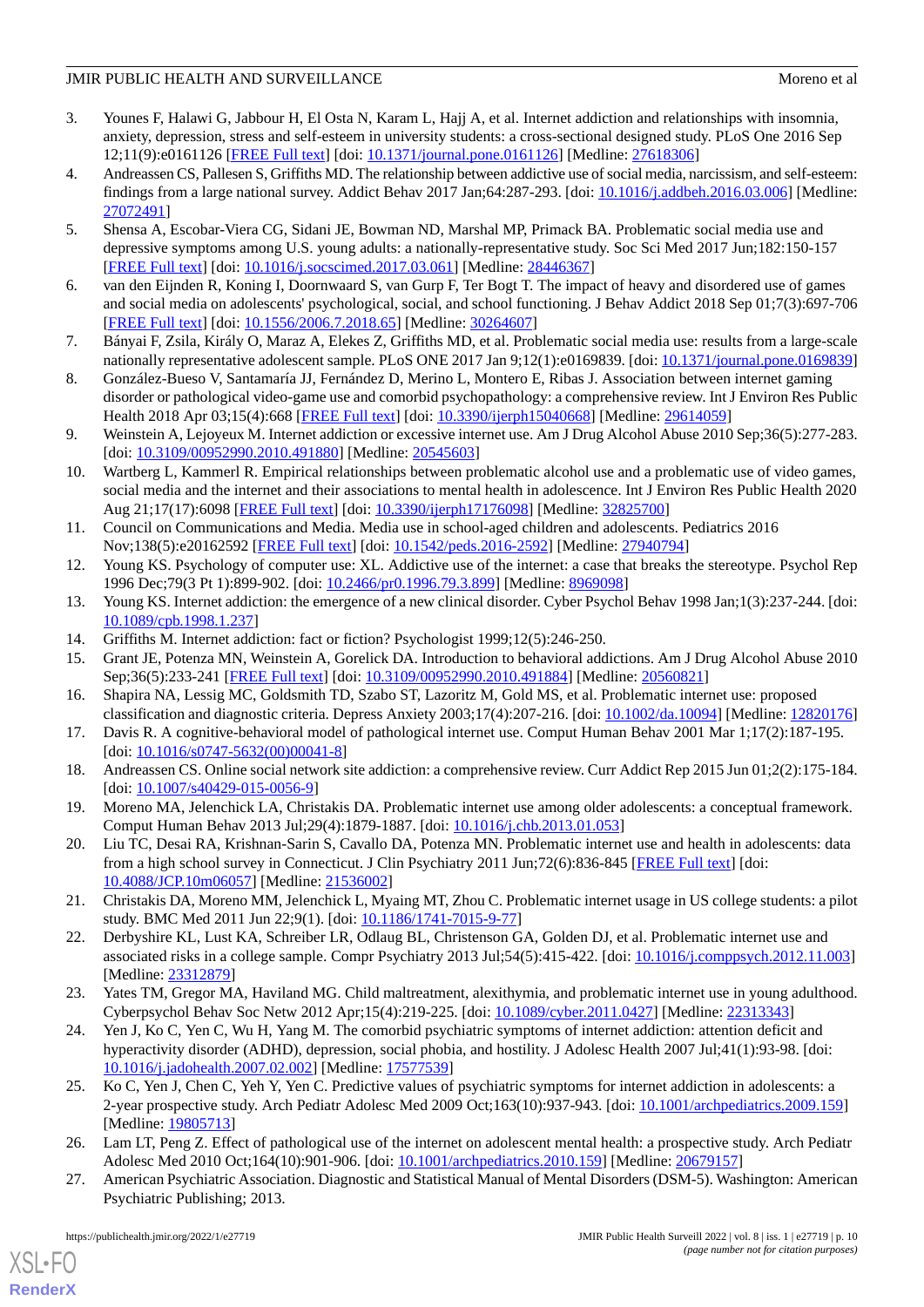3. Younes F, Halawi G, Jabbour H, El Osta N, Karam L, Hajj A, et al. Internet addiction and relationships with insomnia, anxiety, depression, stress and self-esteem in university students: a cross-sectional designed study. PLoS One 2016 Sep 12;11(9):e0161126 [FREE Full text] [doi: 10.1371/journal.pone.0161126] [Medline: 27618306]
4. Andreassen CS, Pallesen S, Griffiths MD. The relationship between addictive use of social media, narcissism, and self-esteem: findings from a large national survey. Addict Behav 2017 Jan;64:287-293. [doi: 10.1016/j.addbeh.2016.03.006] [Medline: 27072491]
5. Shensa A, Escobar-Viera CG, Sidani JE, Bowman ND, Marshal MP, Primack BA. Problematic social media use and depressive symptoms among U.S. young adults: a nationally-representative study. Soc Sci Med 2017 Jun;182:150-157 [FREE Full text] [doi: 10.1016/j.socscimed.2017.03.061] [Medline: 28446367]
6. van den Eijnden R, Koning I, Doornwaard S, van Gurp F, Ter Bogt T. The impact of heavy and disordered use of games and social media on adolescents' psychological, social, and school functioning. J Behav Addict 2018 Sep 01;7(3):697-706 [FREE Full text] [doi: 10.1556/2006.7.2018.65] [Medline: 30264607]
7. Bányai F, Zsila, Király O, Maraz A, Elekes Z, Griffiths MD, et al. Problematic social media use: results from a large-scale nationally representative adolescent sample. PLoS ONE 2017 Jan 9;12(1):e0169839. [doi: 10.1371/journal.pone.0169839]
8. González-Bueso V, Santamaría JJ, Fernández D, Merino L, Montero E, Ribas J. Association between internet gaming disorder or pathological video-game use and comorbid psychopathology: a comprehensive review. Int J Environ Res Public Health 2018 Apr 03;15(4):668 [FREE Full text] [doi: 10.3390/ijerph15040668] [Medline: 29614059]
9. Weinstein A, Lejoyeux M. Internet addiction or excessive internet use. Am J Drug Alcohol Abuse 2010 Sep;36(5):277-283. [doi: 10.3109/00952990.2010.491880] [Medline: 20545603]
10. Wartberg L, Kammerl R. Empirical relationships between problematic alcohol use and a problematic use of video games, social media and the internet and their associations to mental health in adolescence. Int J Environ Res Public Health 2020 Aug 21;17(17):6098 [FREE Full text] [doi: 10.3390/ijerph17176098] [Medline: 32825700]
11. Council on Communications and Media. Media use in school-aged children and adolescents. Pediatrics 2016 Nov;138(5):e20162592 [FREE Full text] [doi: 10.1542/peds.2016-2592] [Medline: 27940794]
12. Young KS. Psychology of computer use: XL. Addictive use of the internet: a case that breaks the stereotype. Psychol Rep 1996 Dec;79(3 Pt 1):899-902. [doi: 10.2466/pr0.1996.79.3.899] [Medline: 8969098]
13. Young KS. Internet addiction: the emergence of a new clinical disorder. Cyber Psychol Behav 1998 Jan;1(3):237-244. [doi: 10.1089/cpb.1998.1.237]
14. Griffiths M. Internet addiction: fact or fiction? Psychologist 1999;12(5):246-250.
15. Grant JE, Potenza MN, Weinstein A, Gorelick DA. Introduction to behavioral addictions. Am J Drug Alcohol Abuse 2010 Sep;36(5):233-241 [FREE Full text] [doi: 10.3109/00952990.2010.491884] [Medline: 20560821]
16. Shapira NA, Lessig MC, Goldsmith TD, Szabo ST, Lazoritz M, Gold MS, et al. Problematic internet use: proposed classification and diagnostic criteria. Depress Anxiety 2003;17(4):207-216. [doi: 10.1002/da.10094] [Medline: 12820176]
17. Davis R. A cognitive-behavioral model of pathological internet use. Comput Human Behav 2001 Mar 1;17(2):187-195. [doi: 10.1016/s0747-5632(00)00041-8]
18. Andreassen CS. Online social network site addiction: a comprehensive review. Curr Addict Rep 2015 Jun 01;2(2):175-184. [doi: 10.1007/s40429-015-0056-9]
19. Moreno MA, Jelenchick LA, Christakis DA. Problematic internet use among older adolescents: a conceptual framework. Comput Human Behav 2013 Jul;29(4):1879-1887. [doi: 10.1016/j.chb.2013.01.053]
20. Liu TC, Desai RA, Krishnan-Sarin S, Cavallo DA, Potenza MN. Problematic internet use and health in adolescents: data from a high school survey in Connecticut. J Clin Psychiatry 2011 Jun;72(6):836-845 [FREE Full text] [doi: 10.4088/JCP.10m06057] [Medline: 21536002]
21. Christakis DA, Moreno MM, Jelenchick L, Myaing MT, Zhou C. Problematic internet usage in US college students: a pilot study. BMC Med 2011 Jun 22;9(1). [doi: 10.1186/1741-7015-9-77]
22. Derbyshire KL, Lust KA, Schreiber LR, Odlaug BL, Christenson GA, Golden DJ, et al. Problematic internet use and associated risks in a college sample. Compr Psychiatry 2013 Jul;54(5):415-422. [doi: 10.1016/j.comppsych.2012.11.003] [Medline: 23312879]
23. Yates TM, Gregor MA, Haviland MG. Child maltreatment, alexithymia, and problematic internet use in young adulthood. Cyberpsychol Behav Soc Netw 2012 Apr;15(4):219-225. [doi: 10.1089/cyber.2011.0427] [Medline: 22313343]
24. Yen J, Ko C, Yen C, Wu H, Yang M. The comorbid psychiatric symptoms of internet addiction: attention deficit and hyperactivity disorder (ADHD), depression, social phobia, and hostility. J Adolesc Health 2007 Jul;41(1):93-98. [doi: 10.1016/j.jadohealth.2007.02.002] [Medline: 17577539]
25. Ko C, Yen J, Chen C, Yeh Y, Yen C. Predictive values of psychiatric symptoms for internet addiction in adolescents: a 2-year prospective study. Arch Pediatr Adolesc Med 2009 Oct;163(10):937-943. [doi: 10.1001/archpediatrics.2009.159] [Medline: 19805713]
26. Lam LT, Peng Z. Effect of pathological use of the internet on adolescent mental health: a prospective study. Arch Pediatr Adolesc Med 2010 Oct;164(10):901-906. [doi: 10.1001/archpediatrics.2010.159] [Medline: 20679157]
27. American Psychiatric Association. Diagnostic and Statistical Manual of Mental Disorders (DSM-5). Washington: American Psychiatric Publishing; 2013.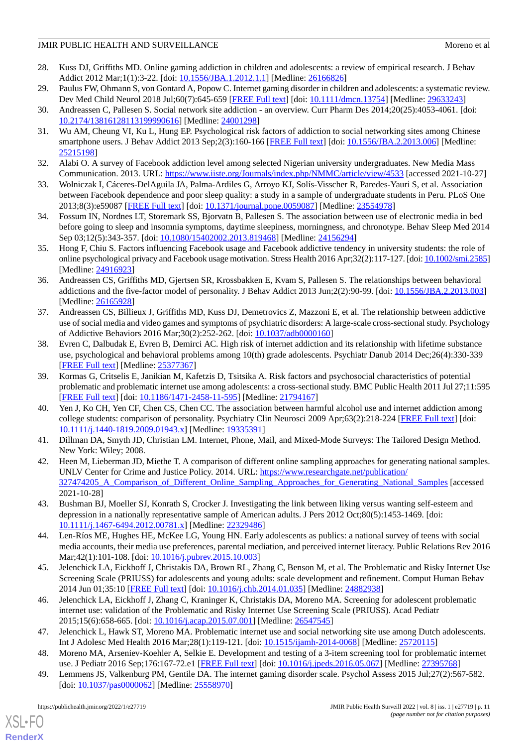28. Kuss DJ, Griffiths MD. Online gaming addiction in children and adolescents: a review of empirical research. J Behav Addict 2012 Mar;1(1):3-22. [doi: 10.1556/JBA.1.2012.1.1] [Medline: 26166826]
29. Paulus FW, Ohmann S, von Gontard A, Popow C. Internet gaming disorder in children and adolescents: a systematic review. Dev Med Child Neurol 2018 Jul;60(7):645-659 [FREE Full text] [doi: 10.1111/dmcn.13754] [Medline: 29633243]
30. Andreassen C, Pallesen S. Social network site addiction - an overview. Curr Pharm Des 2014;20(25):4053-4061. [doi: 10.2174/13816128113199990616] [Medline: 24001298]
31. Wu AM, Cheung VI, Ku L, Hung EP. Psychological risk factors of addiction to social networking sites among Chinese smartphone users. J Behav Addict 2013 Sep;2(3):160-166 [FREE Full text] [doi: 10.1556/JBA.2.2013.006] [Medline: 25215198]
32. Alabi O. A survey of Facebook addiction level among selected Nigerian university undergraduates. New Media Mass Communication. 2013. URL: https://www.iiste.org/Journals/index.php/NMMC/article/view/4533 [accessed 2021-10-27]
33. Wolniczak I, Cáceres-DelAguila JA, Palma-Ardiles G, Arroyo KJ, Solís-Visscher R, Paredes-Yauri S, et al. Association between Facebook dependence and poor sleep quality: a study in a sample of undergraduate students in Peru. PLoS One 2013;8(3):e59087 [FREE Full text] [doi: 10.1371/journal.pone.0059087] [Medline: 23554978]
34. Fossum IN, Nordnes LT, Storemark SS, Bjorvatn B, Pallesen S. The association between use of electronic media in bed before going to sleep and insomnia symptoms, daytime sleepiness, morningness, and chronotype. Behav Sleep Med 2014 Sep 03;12(5):343-357. [doi: 10.1080/15402002.2013.819468] [Medline: 24156294]
35. Hong F, Chiu S. Factors influencing Facebook usage and Facebook addictive tendency in university students: the role of online psychological privacy and Facebook usage motivation. Stress Health 2016 Apr;32(2):117-127. [doi: 10.1002/smi.2585] [Medline: 24916923]
36. Andreassen CS, Griffiths MD, Gjertsen SR, Krossbakken E, Kvam S, Pallesen S. The relationships between behavioral addictions and the five-factor model of personality. J Behav Addict 2013 Jun;2(2):90-99. [doi: 10.1556/JBA.2.2013.003] [Medline: 26165928]
37. Andreassen CS, Billieux J, Griffiths MD, Kuss DJ, Demetrovics Z, Mazzoni E, et al. The relationship between addictive use of social media and video games and symptoms of psychiatric disorders: A large-scale cross-sectional study. Psychology of Addictive Behaviors 2016 Mar;30(2):252-262. [doi: 10.1037/adb0000160]
38. Evren C, Dalbudak E, Evren B, Demirci AC. High risk of internet addiction and its relationship with lifetime substance use, psychological and behavioral problems among 10(th) grade adolescents. Psychiatr Danub 2014 Dec;26(4):330-339 [FREE Full text] [Medline: 25377367]
39. Kormas G, Critselis E, Janikian M, Kafetzis D, Tsitsika A. Risk factors and psychosocial characteristics of potential problematic and problematic internet use among adolescents: a cross-sectional study. BMC Public Health 2011 Jul 27;11:595 [FREE Full text] [doi: 10.1186/1471-2458-11-595] [Medline: 21794167]
40. Yen J, Ko CH, Yen CF, Chen CS, Chen CC. The association between harmful alcohol use and internet addiction among college students: comparison of personality. Psychiatry Clin Neurosci 2009 Apr;63(2):218-224 [FREE Full text] [doi: 10.1111/j.1440-1819.2009.01943.x] [Medline: 19335391]
41. Dillman DA, Smyth JD, Christian LM. Internet, Phone, Mail, and Mixed-Mode Surveys: The Tailored Design Method. New York: Wiley; 2008.
42. Heen M, Lieberman JD, Miethe T. A comparison of different online sampling approaches for generating national samples. UNLV Center for Crime and Justice Policy. 2014. URL: https://www.researchgate.net/publication/327474205_A_Comparison_of_Different_Online_Sampling_Approaches_for_Generating_National_Samples [accessed 2021-10-28]
43. Bushman BJ, Moeller SJ, Konrath S, Crocker J. Investigating the link between liking versus wanting self-esteem and depression in a nationally representative sample of American adults. J Pers 2012 Oct;80(5):1453-1469. [doi: 10.1111/j.1467-6494.2012.00781.x] [Medline: 22329486]
44. Len-Ríos ME, Hughes HE, McKee LG, Young HN. Early adolescents as publics: a national survey of teens with social media accounts, their media use preferences, parental mediation, and perceived internet literacy. Public Relations Rev 2016 Mar;42(1):101-108. [doi: 10.1016/j.pubrev.2015.10.003]
45. Jelenchick LA, Eickhoff J, Christakis DA, Brown RL, Zhang C, Benson M, et al. The Problematic and Risky Internet Use Screening Scale (PRIUSS) for adolescents and young adults: scale development and refinement. Comput Human Behav 2014 Jun 01;35:10 [FREE Full text] [doi: 10.1016/j.chb.2014.01.035] [Medline: 24882938]
46. Jelenchick LA, Eickhoff J, Zhang C, Kraninger K, Christakis DA, Moreno MA. Screening for adolescent problematic internet use: validation of the Problematic and Risky Internet Use Screening Scale (PRIUSS). Acad Pediatr 2015;15(6):658-665. [doi: 10.1016/j.acap.2015.07.001] [Medline: 26547545]
47. Jelenchick L, Hawk ST, Moreno MA. Problematic internet use and social networking site use among Dutch adolescents. Int J Adolesc Med Health 2016 Mar;28(1):119-121. [doi: 10.1515/ijamh-2014-0068] [Medline: 25720115]
48. Moreno MA, Arseniev-Koehler A, Selkie E. Development and testing of a 3-item screening tool for problematic internet use. J Pediatr 2016 Sep;176:167-72.e1 [FREE Full text] [doi: 10.1016/j.jpeds.2016.05.067] [Medline: 27395768]
49. Lemmens JS, Valkenburg PM, Gentile DA. The internet gaming disorder scale. Psychol Assess 2015 Jul;27(2):567-582. [doi: 10.1037/pas0000062] [Medline: 25558970]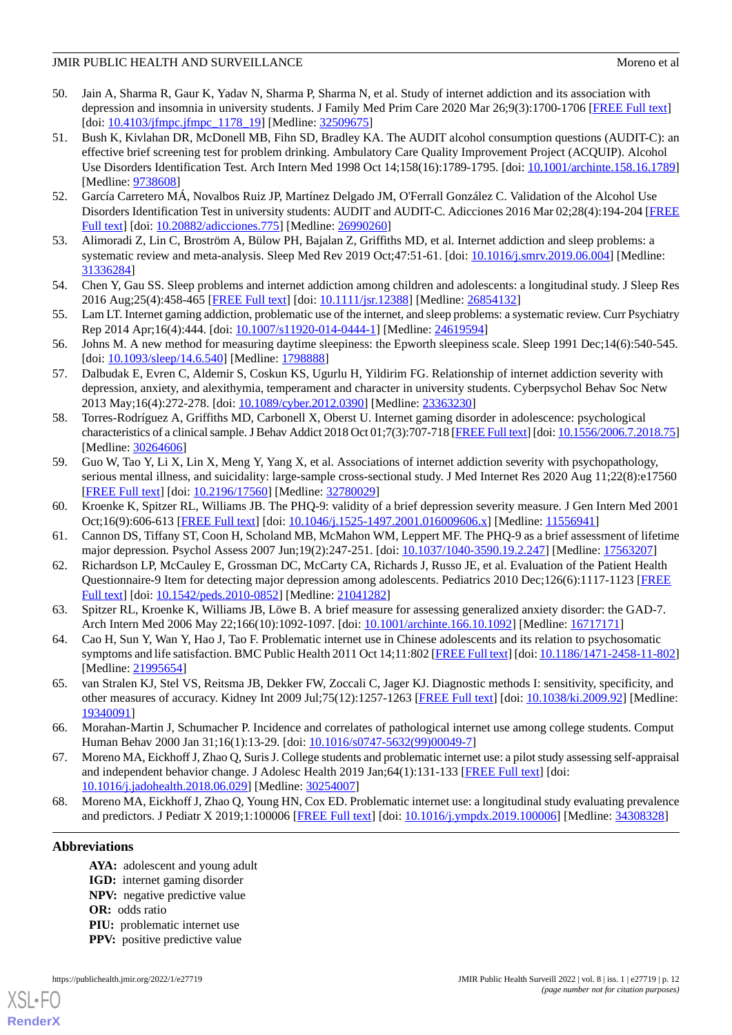50. Jain A, Sharma R, Gaur K, Yadav N, Sharma P, Sharma N, et al. Study of internet addiction and its association with depression and insomnia in university students. J Family Med Prim Care 2020 Mar 26;9(3):1700-1706 [FREE Full text] [doi: 10.4103/jfmpc.jfmpc_1178_19] [Medline: 32509675]
51. Bush K, Kivlahan DR, McDonell MB, Fihn SD, Bradley KA. The AUDIT alcohol consumption questions (AUDIT-C): an effective brief screening test for problem drinking. Ambulatory Care Quality Improvement Project (ACQUIP). Alcohol Use Disorders Identification Test. Arch Intern Med 1998 Oct 14;158(16):1789-1795. [doi: 10.1001/archinte.158.16.1789] [Medline: 9738608]
52. García Carretero MÁ, Novalbos Ruiz JP, Martínez Delgado JM, O'Ferrall González C. Validation of the Alcohol Use Disorders Identification Test in university students: AUDIT and AUDIT-C. Adicciones 2016 Mar 02;28(4):194-204 [FREE Full text] [doi: 10.20882/adicciones.775] [Medline: 26990260]
53. Alimoradi Z, Lin C, Broström A, Bülow PH, Bajalan Z, Griffiths MD, et al. Internet addiction and sleep problems: a systematic review and meta-analysis. Sleep Med Rev 2019 Oct;47:51-61. [doi: 10.1016/j.smrv.2019.06.004] [Medline: 31336284]
54. Chen Y, Gau SS. Sleep problems and internet addiction among children and adolescents: a longitudinal study. J Sleep Res 2016 Aug;25(4):458-465 [FREE Full text] [doi: 10.1111/jsr.12388] [Medline: 26854132]
55. Lam LT. Internet gaming addiction, problematic use of the internet, and sleep problems: a systematic review. Curr Psychiatry Rep 2014 Apr;16(4):444. [doi: 10.1007/s11920-014-0444-1] [Medline: 24619594]
56. Johns M. A new method for measuring daytime sleepiness: the Epworth sleepiness scale. Sleep 1991 Dec;14(6):540-545. [doi: 10.1093/sleep/14.6.540] [Medline: 1798888]
57. Dalbudak E, Evren C, Aldemir S, Coskun KS, Ugurlu H, Yildirim FG. Relationship of internet addiction severity with depression, anxiety, and alexithymia, temperament and character in university students. Cyberpsychol Behav Soc Netw 2013 May;16(4):272-278. [doi: 10.1089/cyber.2012.0390] [Medline: 23363230]
58. Torres-Rodríguez A, Griffiths MD, Carbonell X, Oberst U. Internet gaming disorder in adolescence: psychological characteristics of a clinical sample. J Behav Addict 2018 Oct 01;7(3):707-718 [FREE Full text] [doi: 10.1556/2006.7.2018.75] [Medline: 30264606]
59. Guo W, Tao Y, Li X, Lin X, Meng Y, Yang X, et al. Associations of internet addiction severity with psychopathology, serious mental illness, and suicidality: large-sample cross-sectional study. J Med Internet Res 2020 Aug 11;22(8):e17560 [FREE Full text] [doi: 10.2196/17560] [Medline: 32780029]
60. Kroenke K, Spitzer RL, Williams JB. The PHQ-9: validity of a brief depression severity measure. J Gen Intern Med 2001 Oct;16(9):606-613 [FREE Full text] [doi: 10.1046/j.1525-1497.2001.016009606.x] [Medline: 11556941]
61. Cannon DS, Tiffany ST, Coon H, Scholand MB, McMahon WM, Leppert MF. The PHQ-9 as a brief assessment of lifetime major depression. Psychol Assess 2007 Jun;19(2):247-251. [doi: 10.1037/1040-3590.19.2.247] [Medline: 17563207]
62. Richardson LP, McCauley E, Grossman DC, McCarty CA, Richards J, Russo JE, et al. Evaluation of the Patient Health Questionnaire-9 Item for detecting major depression among adolescents. Pediatrics 2010 Dec;126(6):1117-1123 [FREE Full text] [doi: 10.1542/peds.2010-0852] [Medline: 21041282]
63. Spitzer RL, Kroenke K, Williams JB, Löwe B. A brief measure for assessing generalized anxiety disorder: the GAD-7. Arch Intern Med 2006 May 22;166(10):1092-1097. [doi: 10.1001/archinte.166.10.1092] [Medline: 16717171]
64. Cao H, Sun Y, Wan Y, Hao J, Tao F. Problematic internet use in Chinese adolescents and its relation to psychosomatic symptoms and life satisfaction. BMC Public Health 2011 Oct 14;11:802 [FREE Full text] [doi: 10.1186/1471-2458-11-802] [Medline: 21995654]
65. van Stralen KJ, Stel VS, Reitsma JB, Dekker FW, Zoccali C, Jager KJ. Diagnostic methods I: sensitivity, specificity, and other measures of accuracy. Kidney Int 2009 Jul;75(12):1257-1263 [FREE Full text] [doi: 10.1038/ki.2009.92] [Medline: 19340091]
66. Morahan-Martin J, Schumacher P. Incidence and correlates of pathological internet use among college students. Comput Human Behav 2000 Jan 31;16(1):13-29. [doi: 10.1016/s0747-5632(99)00049-7]
67. Moreno MA, Eickhoff J, Zhao Q, Suris J. College students and problematic internet use: a pilot study assessing self-appraisal and independent behavior change. J Adolesc Health 2019 Jan;64(1):131-133 [FREE Full text] [doi: 10.1016/j.jadohealth.2018.06.029] [Medline: 30254007]
68. Moreno MA, Eickhoff J, Zhao Q, Young HN, Cox ED. Problematic internet use: a longitudinal study evaluating prevalence and predictors. J Pediatr X 2019;1:100006 [FREE Full text] [doi: 10.1016/j.ympdx.2019.100006] [Medline: 34308328]

## Abbreviations

**AYA:** adolescent and young adult
**IGD:** internet gaming disorder
**NPV:** negative predictive value
**OR:** odds ratio
**PIU:** problematic internet use
**PPV:** positive predictive value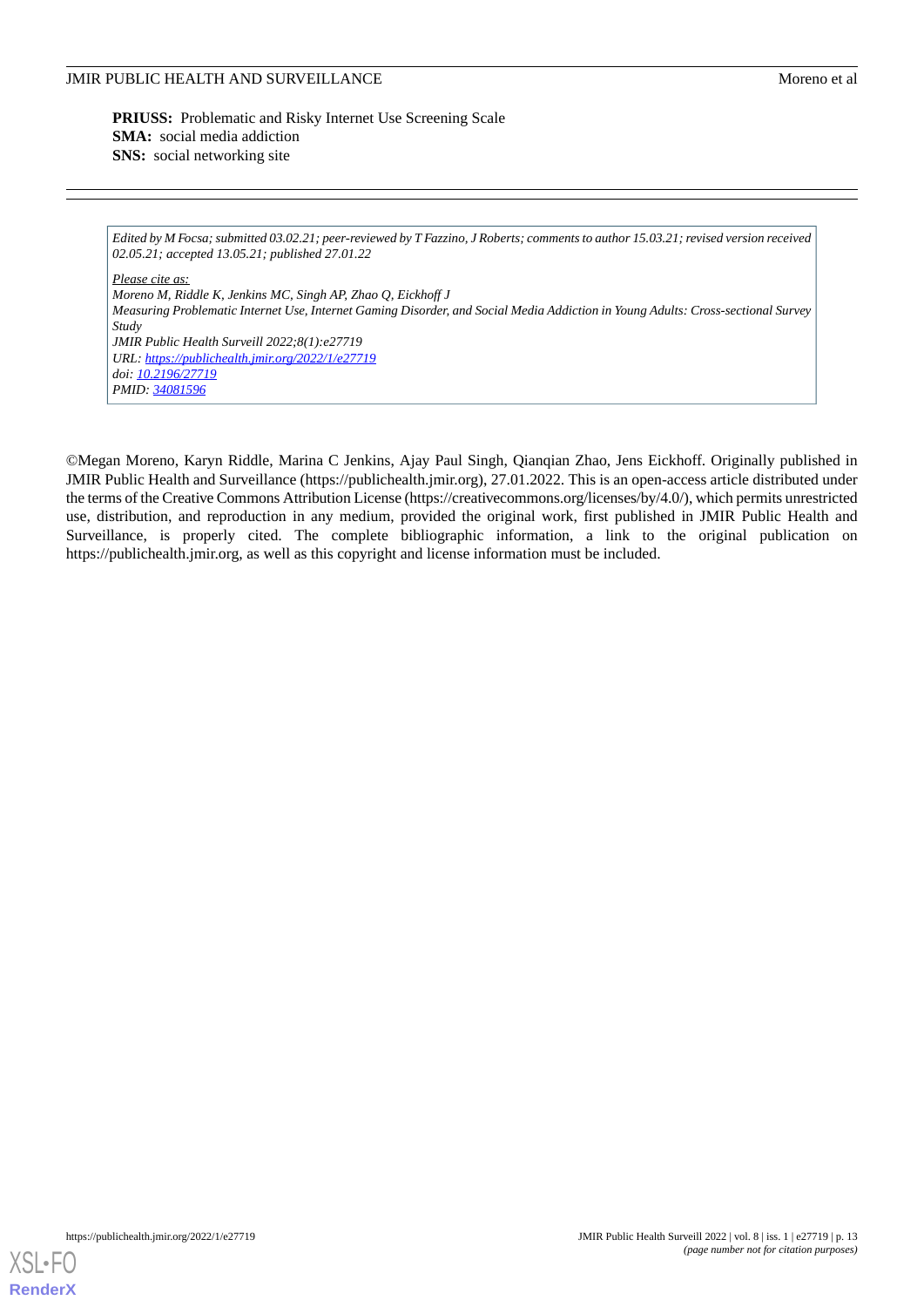**PRIUSS:** Problematic and Risky Internet Use Screening Scale
**SMA:** social media addiction
**SNS:** social networking site

---

*Edited by M Focsa; submitted 03.02.21; peer-reviewed by T Fazzino, J Roberts; comments to author 15.03.21; revised version received 02.05.21; accepted 13.05.21; published 27.01.22*

*Please cite as:*
*Moreno M, Riddle K, Jenkins MC, Singh AP, Zhao Q, Eickhoff J*
*Measuring Problematic Internet Use, Internet Gaming Disorder, and Social Media Addiction in Young Adults: Cross-sectional Survey Study*
*JMIR Public Health Surveill 2022;8(1):e27719*
*URL: https://publichealth.jmir.org/2022/1/e27719*
*doi: 10.2196/27719*
*PMID: 34081596*

©Megan Moreno, Karyn Riddle, Marina C Jenkins, Ajay Paul Singh, Qianqian Zhao, Jens Eickhoff. Originally published in JMIR Public Health and Surveillance (https://publichealth.jmir.org), 27.01.2022. This is an open-access article distributed under the terms of the Creative Commons Attribution License (https://creativecommons.org/licenses/by/4.0/), which permits unrestricted use, distribution, and reproduction in any medium, provided the original work, first published in JMIR Public Health and Surveillance, is properly cited. The complete bibliographic information, a link to the original publication on https://publichealth.jmir.org, as well as this copyright and license information must be included.